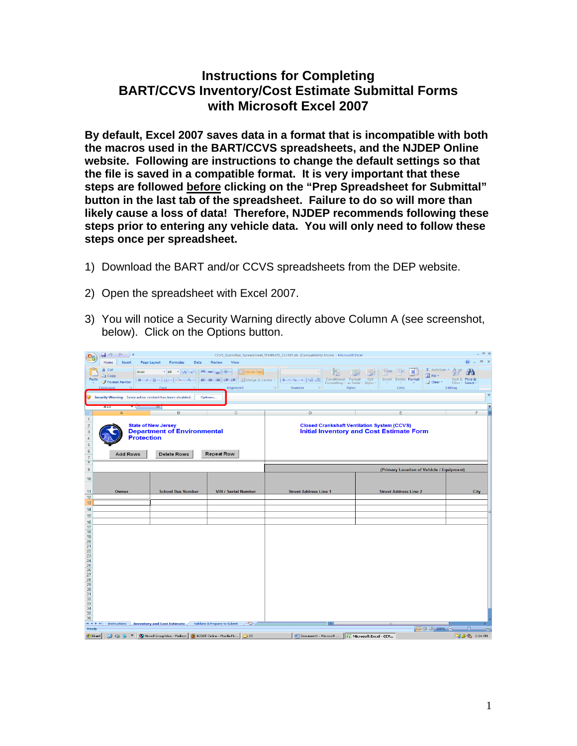# Instructions for Completing BART/CCVS Inventory/Cost Estimate Submittal Forms with Microsoft Excel 2007

**By default, Excel 2007 saves data in a format that is incompatible with both the macros used in the BART/CCVS spreadsheets, and the NJDEP Online website. Following are instructions to change the default settings so that the file is saved in a compatible format. It is very important that these steps are followed <u>before</u> clicking on the "Prep Spreadsheet for Submittal" button in the last tab of the spreadsheet. Failure to do so will more than likely cause a loss of data! Therefore, NJDEP recommends following these steps prior to entering any vehicle data. You will only need to follow these steps once per spreadsheet.**

1) Download the BART and/or CCVS spreadsheets from the DEP website.

2) Open the spreadsheet with Excel 2007.

3) You will notice a Security Warning directly above Column A (see screenshot, below). Click on the Options button.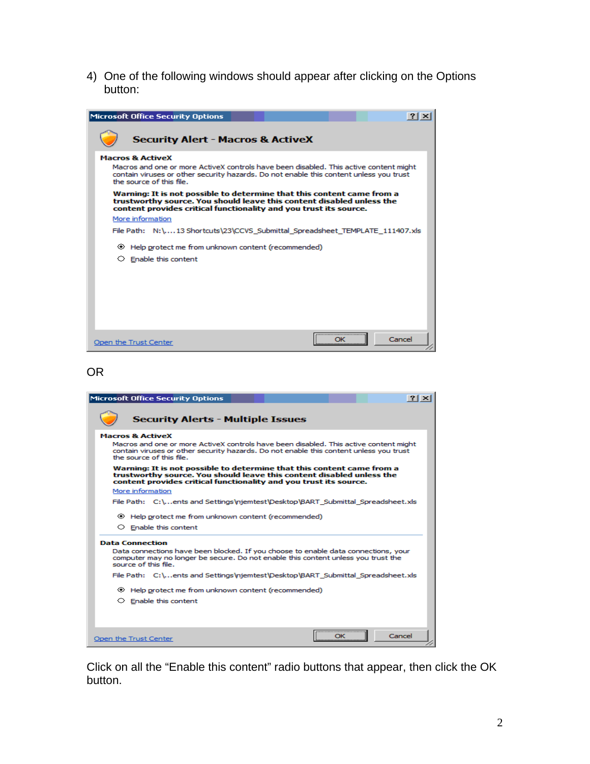4) One of the following windows should appear after clicking on the Options button:

**Microsoft Office Security Options**

**Security Alert - Macros & ActiveX**

**Macros & ActiveX**

Macros and one or more ActiveX controls have been disabled. This active content might contain viruses or other security hazards. Do not enable this content unless you trust the source of this file.

**Warning: It is not possible to determine that this content came from a trustworthy source. You should leave this content disabled unless the content provides critical functionality and you trust its source.**

More information

File Path: N:\....13 Shortcuts\23\CCVS_Submittal_Spreadsheet_TEMPLATE_111407.xls

- (•) Help protect me from unknown content (recommended)
- ( ) Enable this content

Open the Trust Center — OK — Cancel

OR

**Microsoft Office Security Options**

**Security Alerts - Multiple Issues**

**Macros & ActiveX**

Macros and one or more ActiveX controls have been disabled. This active content might contain viruses or other security hazards. Do not enable this content unless you trust the source of this file.

**Warning: It is not possible to determine that this content came from a trustworthy source. You should leave this content disabled unless the content provides critical functionality and you trust its source.**

More information

File Path: C:\...ents and Settings\njemtest\Desktop\BART_Submittal_Spreadsheet.xls

- (•) Help protect me from unknown content (recommended)
- ( ) Enable this content

**Data Connection**

Data connections have been blocked. If you choose to enable data connections, your computer may no longer be secure. Do not enable this content unless you trust the source of this file.

File Path: C:\...ents and Settings\njemtest\Desktop\BART_Submittal_Spreadsheet.xls

- (•) Help protect me from unknown content (recommended)
- ( ) Enable this content

Open the Trust Center — OK — Cancel

Click on all the "Enable this content" radio buttons that appear, then click the OK button.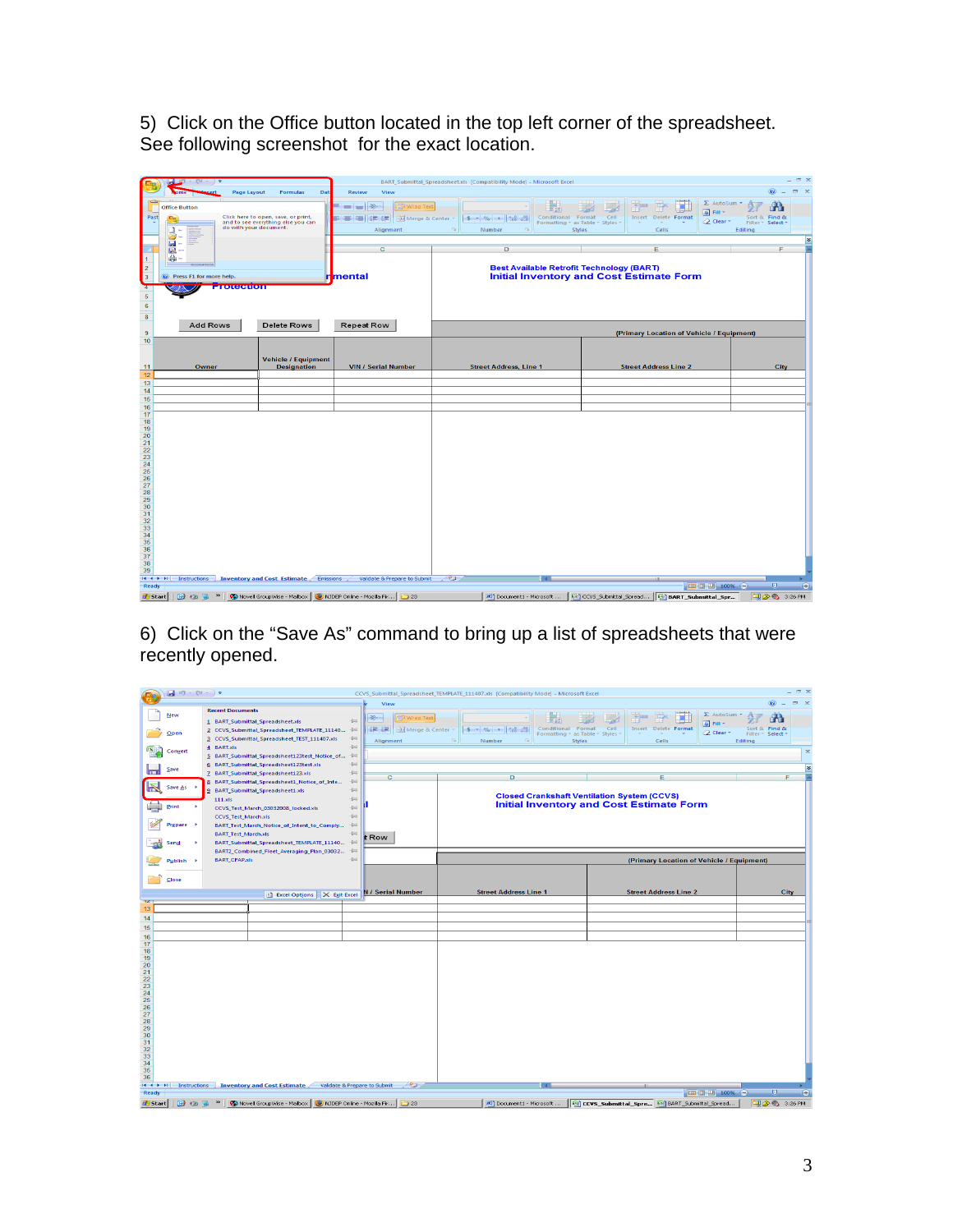5) Click on the Office button located in the top left corner of the spreadsheet. See following screenshot for the exact location.

6) Click on the “Save As” command to bring up a list of spreadsheets that were recently opened.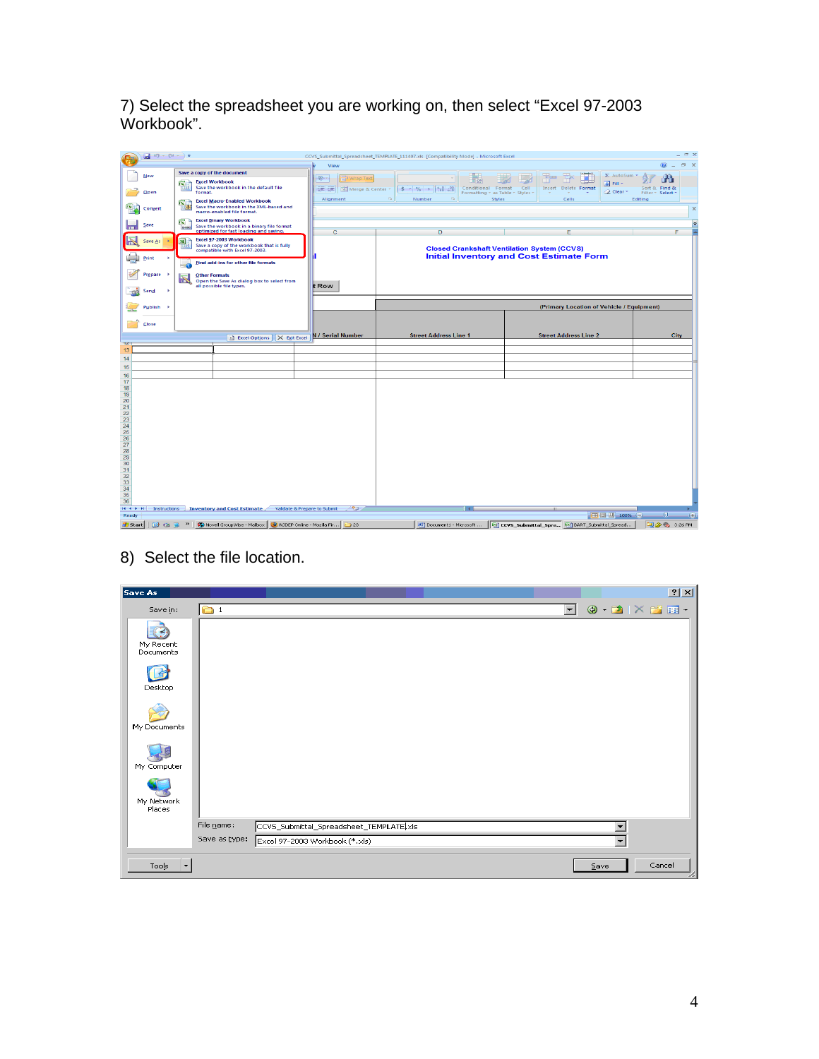7) Select the spreadsheet you are working on, then select “Excel 97-2003 Workbook”.

8) Select the file location.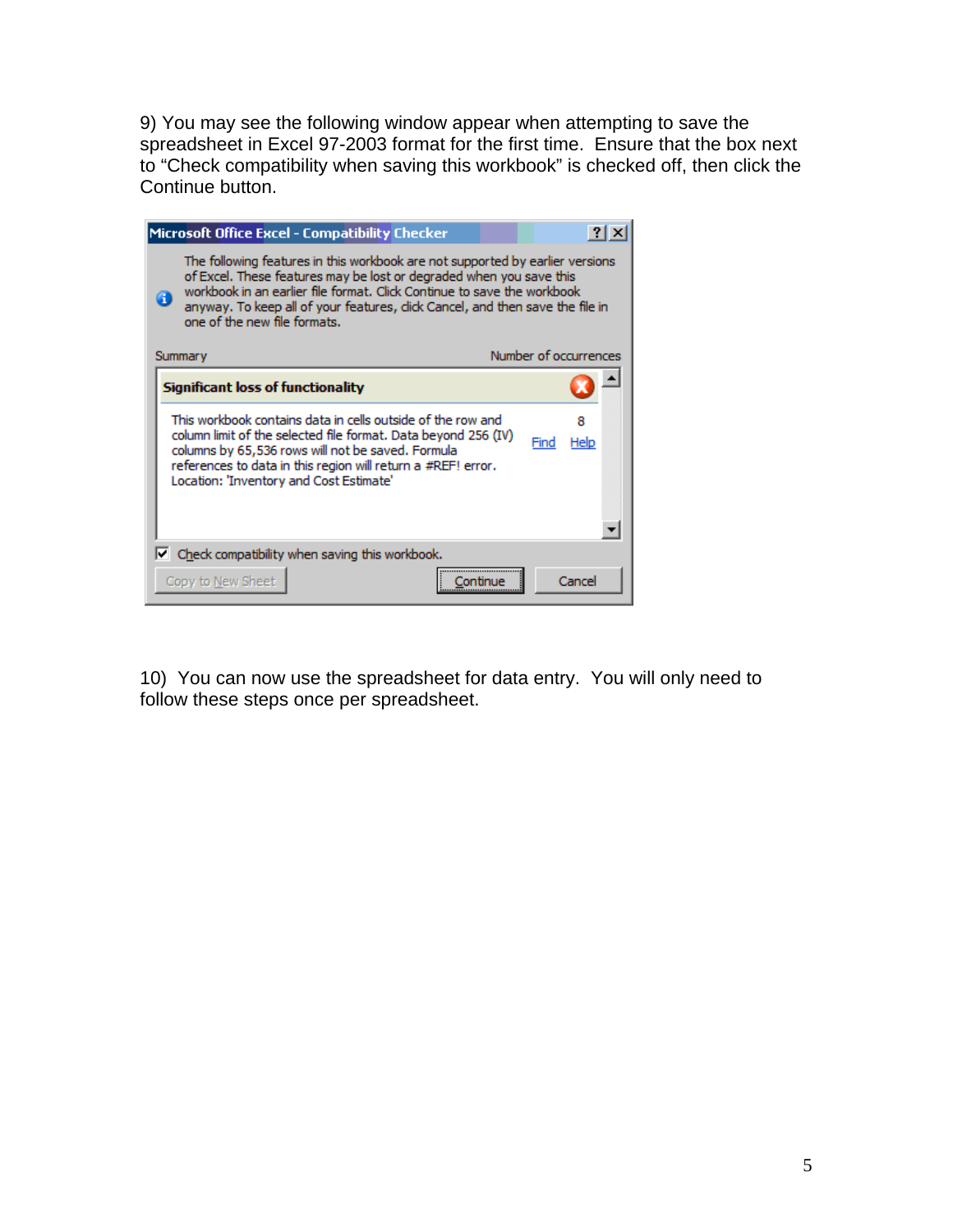9) You may see the following window appear when attempting to save the spreadsheet in Excel 97-2003 format for the first time. Ensure that the box next to "Check compatibility when saving this workbook" is checked off, then click the Continue button.

Microsoft Office Excel - Compatibility Checker

The following features in this workbook are not supported by earlier versions of Excel. These features may be lost or degraded when you save this workbook in an earlier file format. Click Continue to save the workbook anyway. To keep all of your features, click Cancel, and then save the file in one of the new file formats.

Summary

Number of occurrences

**Significant loss of functionality**

This workbook contains data in cells outside of the row and column limit of the selected file format. Data beyond 256 (IV) columns by 65,536 rows will not be saved. Formula references to data in this region will return a #REF! error.
Location: 'Inventory and Cost Estimate'

8

Find Help

Check compatibility when saving this workbook.

Copy to New Sheet

Continue

Cancel

10) You can now use the spreadsheet for data entry. You will only need to follow these steps once per spreadsheet.